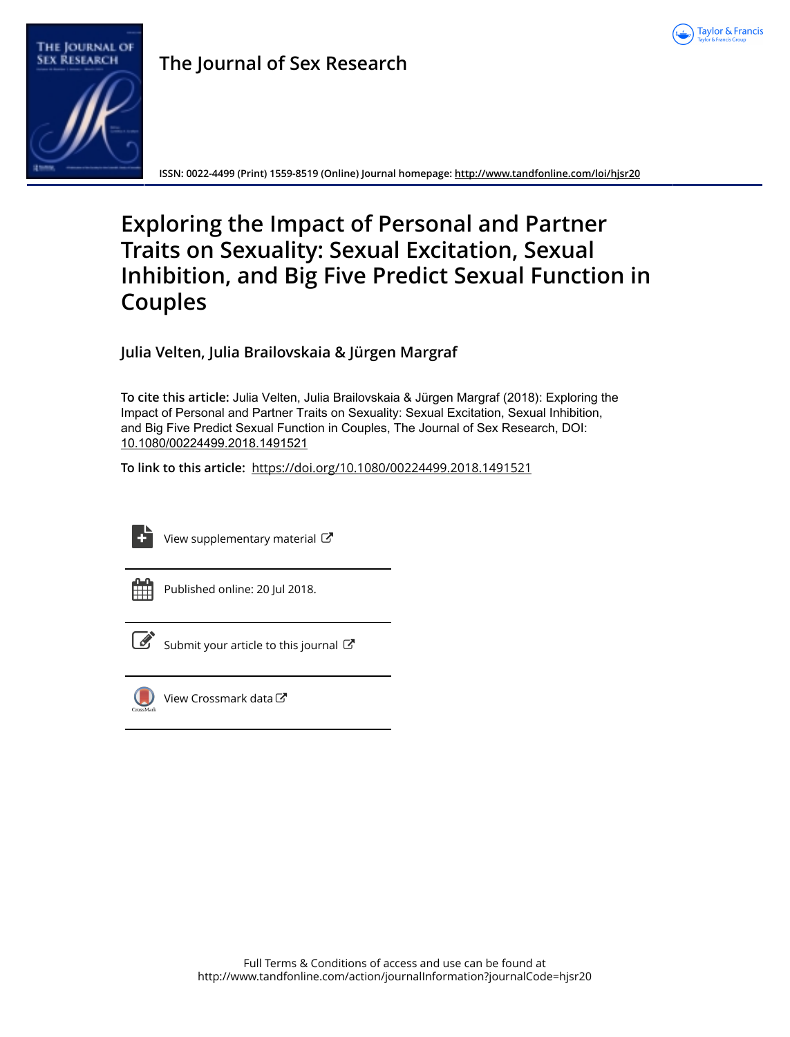The Journal of Sex Research

ISSN: 0022-4499 (Print) 1559-8519 (Online) Journal homepage: http://www.tandfonline.com/loi/hjsr20

# Exploring the Impact of Personal and Partner Traits on Sexuality: Sexual Excitation, Sexual Inhibition, and Big Five Predict Sexual Function in Couples

**Julia Velten, Julia Brailovskaia & Jürgen Margraf**

**To cite this article:** Julia Velten, Julia Brailovskaia & Jürgen Margraf (2018): Exploring the Impact of Personal and Partner Traits on Sexuality: Sexual Excitation, Sexual Inhibition, and Big Five Predict Sexual Function in Couples, The Journal of Sex Research, DOI: 10.1080/00224499.2018.1491521

**To link to this article:** https://doi.org/10.1080/00224499.2018.1491521

View supplementary material

Published online: 20 Jul 2018.

Submit your article to this journal

View Crossmark data

Full Terms & Conditions of access and use can be found at http://www.tandfonline.com/action/journalInformation?journalCode=hjsr20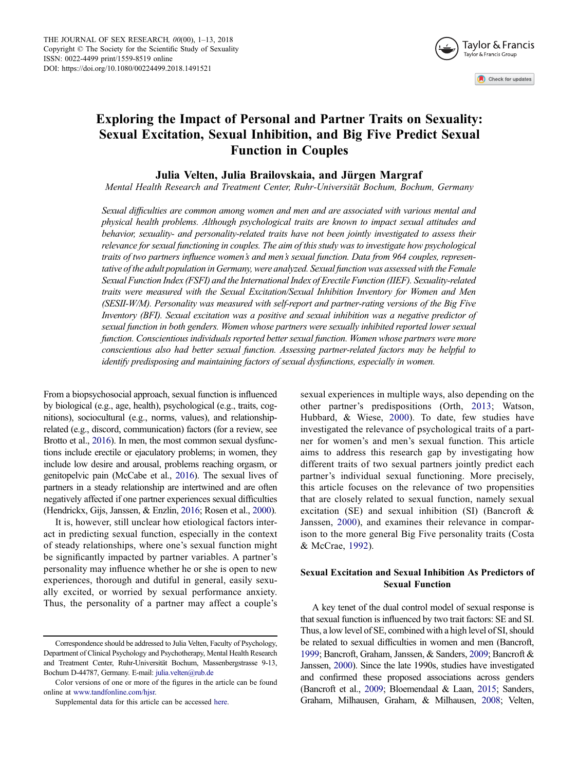# Exploring the Impact of Personal and Partner Traits on Sexuality: Sexual Excitation, Sexual Inhibition, and Big Five Predict Sexual Function in Couples

**Julia Velten, Julia Brailovskaia, and Jürgen Margraf**

*Mental Health Research and Treatment Center, Ruhr-Universität Bochum, Bochum, Germany*

*Sexual difficulties are common among women and men and are associated with various mental and physical health problems. Although psychological traits are known to impact sexual attitudes and behavior, sexuality- and personality-related traits have not been jointly investigated to assess their relevance for sexual functioning in couples. The aim of this study was to investigate how psychological traits of two partners influence women's and men's sexual function. Data from 964 couples, representative of the adult population in Germany, were analyzed. Sexual function was assessed with the Female Sexual Function Index (FSFI) and the International Index of Erectile Function (IIEF). Sexuality-related traits were measured with the Sexual Excitation/Sexual Inhibition Inventory for Women and Men (SESII-W/M). Personality was measured with self-report and partner-rating versions of the Big Five Inventory (BFI). Sexual excitation was a positive and sexual inhibition was a negative predictor of sexual function in both genders. Women whose partners were sexually inhibited reported lower sexual function. Conscientious individuals reported better sexual function. Women whose partners were more conscientious also had better sexual function. Assessing partner-related factors may be helpful to identify predisposing and maintaining factors of sexual dysfunctions, especially in women.*

From a biopsychosocial approach, sexual function is influenced by biological (e.g., age, health), psychological (e.g., traits, cognitions), sociocultural (e.g., norms, values), and relationship-related (e.g., discord, communication) factors (for a review, see Brotto et al., 2016). In men, the most common sexual dysfunctions include erectile or ejaculatory problems; in women, they include low desire and arousal, problems reaching orgasm, or genitopelvic pain (McCabe et al., 2016). The sexual lives of partners in a steady relationship are intertwined and are often negatively affected if one partner experiences sexual difficulties (Hendrickx, Gijs, Janssen, & Enzlin, 2016; Rosen et al., 2000).

It is, however, still unclear how etiological factors interact in predicting sexual function, especially in the context of steady relationships, where one's sexual function might be significantly impacted by partner variables. A partner's personality may influence whether he or she is open to new experiences, thorough and dutiful in general, easily sexually excited, or worried by sexual performance anxiety. Thus, the personality of a partner may affect a couple's sexual experiences in multiple ways, also depending on the other partner's predispositions (Orth, 2013; Watson, Hubbard, & Wiese, 2000). To date, few studies have investigated the relevance of psychological traits of a partner for women's and men's sexual function. This article aims to address this research gap by investigating how different traits of two sexual partners jointly predict each partner's individual sexual functioning. More precisely, this article focuses on the relevance of two propensities that are closely related to sexual function, namely sexual excitation (SE) and sexual inhibition (SI) (Bancroft & Janssen, 2000), and examines their relevance in comparison to the more general Big Five personality traits (Costa & McCrae, 1992).

## Sexual Excitation and Sexual Inhibition As Predictors of Sexual Function

A key tenet of the dual control model of sexual response is that sexual function is influenced by two trait factors: SE and SI. Thus, a low level of SE, combined with a high level of SI, should be related to sexual difficulties in women and men (Bancroft, 1999; Bancroft, Graham, Janssen, & Sanders, 2009; Bancroft & Janssen, 2000). Since the late 1990s, studies have investigated and confirmed these proposed associations across genders (Bancroft et al., 2009; Bloemendaal & Laan, 2015; Sanders, Graham, Milhausen, Graham, & Milhausen, 2008; Velten,

---

Correspondence should be addressed to Julia Velten, Faculty of Psychology, Department of Clinical Psychology and Psychotherapy, Mental Health Research and Treatment Center, Ruhr-Universität Bochum, Massenbergstrasse 9-13, Bochum D-44787, Germany. E-mail: julia.velten@rub.de

Color versions of one or more of the figures in the article can be found online at www.tandfonline.com/hjsr.

Supplemental data for this article can be accessed here.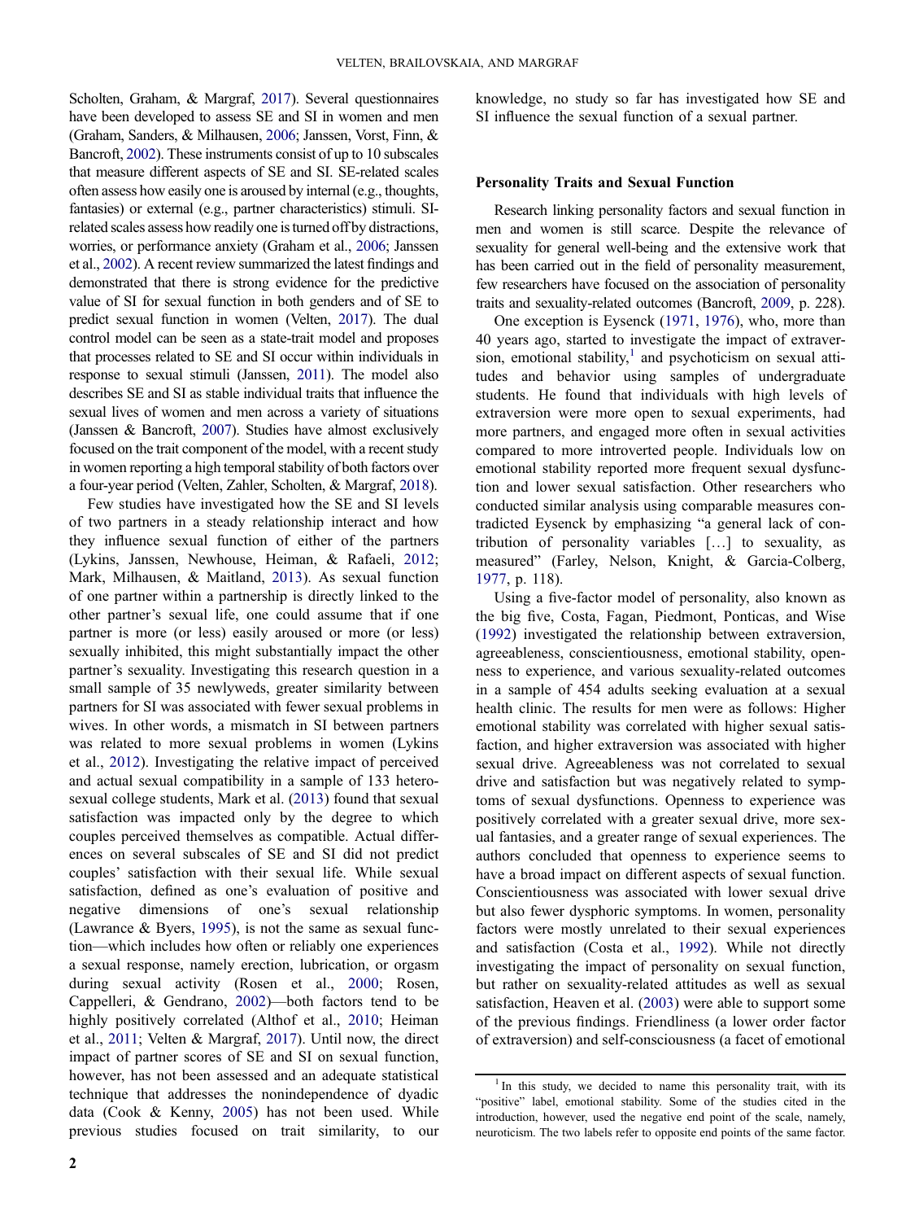Scholten, Graham, & Margraf, 2017). Several questionnaires have been developed to assess SE and SI in women and men (Graham, Sanders, & Milhausen, 2006; Janssen, Vorst, Finn, & Bancroft, 2002). These instruments consist of up to 10 subscales that measure different aspects of SE and SI. SE-related scales often assess how easily one is aroused by internal (e.g., thoughts, fantasies) or external (e.g., partner characteristics) stimuli. SI-related scales assess how readily one is turned off by distractions, worries, or performance anxiety (Graham et al., 2006; Janssen et al., 2002). A recent review summarized the latest findings and demonstrated that there is strong evidence for the predictive value of SI for sexual function in both genders and of SE to predict sexual function in women (Velten, 2017). The dual control model can be seen as a state-trait model and proposes that processes related to SE and SI occur within individuals in response to sexual stimuli (Janssen, 2011). The model also describes SE and SI as stable individual traits that influence the sexual lives of women and men across a variety of situations (Janssen & Bancroft, 2007). Studies have almost exclusively focused on the trait component of the model, with a recent study in women reporting a high temporal stability of both factors over a four-year period (Velten, Zahler, Scholten, & Margraf, 2018).

Few studies have investigated how the SE and SI levels of two partners in a steady relationship interact and how they influence sexual function of either of the partners (Lykins, Janssen, Newhouse, Heiman, & Rafaeli, 2012; Mark, Milhausen, & Maitland, 2013). As sexual function of one partner within a partnership is directly linked to the other partner's sexual life, one could assume that if one partner is more (or less) easily aroused or more (or less) sexually inhibited, this might substantially impact the other partner's sexuality. Investigating this research question in a small sample of 35 newlyweds, greater similarity between partners for SI was associated with fewer sexual problems in wives. In other words, a mismatch in SI between partners was related to more sexual problems in women (Lykins et al., 2012). Investigating the relative impact of perceived and actual sexual compatibility in a sample of 133 heterosexual college students, Mark et al. (2013) found that sexual satisfaction was impacted only by the degree to which couples perceived themselves as compatible. Actual differences on several subscales of SE and SI did not predict couples' satisfaction with their sexual life. While sexual satisfaction, defined as one's evaluation of positive and negative dimensions of one's sexual relationship (Lawrance & Byers, 1995), is not the same as sexual function—which includes how often or reliably one experiences a sexual response, namely erection, lubrication, or orgasm during sexual activity (Rosen et al., 2000; Rosen, Cappelleri, & Gendrano, 2002)—both factors tend to be highly positively correlated (Althof et al., 2010; Heiman et al., 2011; Velten & Margraf, 2017). Until now, the direct impact of partner scores of SE and SI on sexual function, however, has not been assessed and an adequate statistical technique that addresses the nonindependence of dyadic data (Cook & Kenny, 2005) has not been used. While previous studies focused on trait similarity, to our knowledge, no study so far has investigated how SE and SI influence the sexual function of a sexual partner.

## Personality Traits and Sexual Function

Research linking personality factors and sexual function in men and women is still scarce. Despite the relevance of sexuality for general well-being and the extensive work that has been carried out in the field of personality measurement, few researchers have focused on the association of personality traits and sexuality-related outcomes (Bancroft, 2009, p. 228).

One exception is Eysenck (1971, 1976), who, more than 40 years ago, started to investigate the impact of extraversion, emotional stability,[1] and psychoticism on sexual attitudes and behavior using samples of undergraduate students. He found that individuals with high levels of extraversion were more open to sexual experiments, had more partners, and engaged more often in sexual activities compared to more introverted people. Individuals low on emotional stability reported more frequent sexual dysfunction and lower sexual satisfaction. Other researchers who conducted similar analysis using comparable measures contradicted Eysenck by emphasizing "a general lack of contribution of personality variables […] to sexuality, as measured" (Farley, Nelson, Knight, & Garcia-Colberg, 1977, p. 118).

Using a five-factor model of personality, also known as the big five, Costa, Fagan, Piedmont, Ponticas, and Wise (1992) investigated the relationship between extraversion, agreeableness, conscientiousness, emotional stability, openness to experience, and various sexuality-related outcomes in a sample of 454 adults seeking evaluation at a sexual health clinic. The results for men were as follows: Higher emotional stability was correlated with higher sexual satisfaction, and higher extraversion was associated with higher sexual drive. Agreeableness was not correlated to sexual drive and satisfaction but was negatively related to symptoms of sexual dysfunctions. Openness to experience was positively correlated with a greater sexual drive, more sexual fantasies, and a greater range of sexual experiences. The authors concluded that openness to experience seems to have a broad impact on different aspects of sexual function. Conscientiousness was associated with lower sexual drive but also fewer dysphoric symptoms. In women, personality factors were mostly unrelated to their sexual experiences and satisfaction (Costa et al., 1992). While not directly investigating the impact of personality on sexual function, but rather on sexuality-related attitudes as well as sexual satisfaction, Heaven et al. (2003) were able to support some of the previous findings. Friendliness (a lower order factor of extraversion) and self-consciousness (a facet of emotional

[1] In this study, we decided to name this personality trait, with its "positive" label, emotional stability. Some of the studies cited in the introduction, however, used the negative end point of the scale, namely, neuroticism. The two labels refer to opposite end points of the same factor.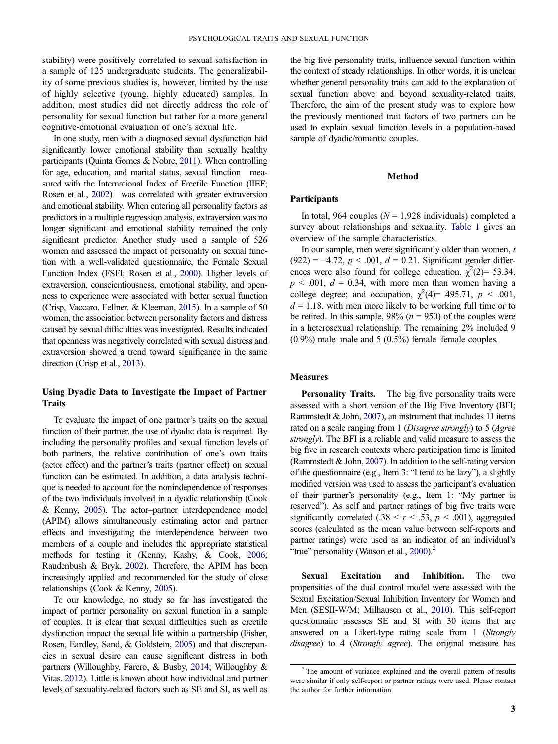stability) were positively correlated to sexual satisfaction in a sample of 125 undergraduate students. The generalizability of some previous studies is, however, limited by the use of highly selective (young, highly educated) samples. In addition, most studies did not directly address the role of personality for sexual function but rather for a more general cognitive-emotional evaluation of one's sexual life.

In one study, men with a diagnosed sexual dysfunction had significantly lower emotional stability than sexually healthy participants (Quinta Gomes & Nobre, 2011). When controlling for age, education, and marital status, sexual function—measured with the International Index of Erectile Function (IIEF; Rosen et al., 2002)—was correlated with greater extraversion and emotional stability. When entering all personality factors as predictors in a multiple regression analysis, extraversion was no longer significant and emotional stability remained the only significant predictor. Another study used a sample of 526 women and assessed the impact of personality on sexual function with a well-validated questionnaire, the Female Sexual Function Index (FSFI; Rosen et al., 2000). Higher levels of extraversion, conscientiousness, emotional stability, and openness to experience were associated with better sexual function (Crisp, Vaccaro, Fellner, & Kleeman, 2015). In a sample of 50 women, the association between personality factors and distress caused by sexual difficulties was investigated. Results indicated that openness was negatively correlated with sexual distress and extraversion showed a trend toward significance in the same direction (Crisp et al., 2013).

### Using Dyadic Data to Investigate the Impact of Partner Traits

To evaluate the impact of one partner's traits on the sexual function of their partner, the use of dyadic data is required. By including the personality profiles and sexual function levels of both partners, the relative contribution of one's own traits (actor effect) and the partner's traits (partner effect) on sexual function can be estimated. In addition, a data analysis technique is needed to account for the nonindependence of responses of the two individuals involved in a dyadic relationship (Cook & Kenny, 2005). The actor–partner interdependence model (APIM) allows simultaneously estimating actor and partner effects and investigating the interdependence between two members of a couple and includes the appropriate statistical methods for testing it (Kenny, Kashy, & Cook, 2006; Raudenbush & Bryk, 2002). Therefore, the APIM has been increasingly applied and recommended for the study of close relationships (Cook & Kenny, 2005).

To our knowledge, no study so far has investigated the impact of partner personality on sexual function in a sample of couples. It is clear that sexual difficulties such as erectile dysfunction impact the sexual life within a partnership (Fisher, Rosen, Eardley, Sand, & Goldstein, 2005) and that discrepancies in sexual desire can cause significant distress in both partners (Willoughby, Farero, & Busby, 2014; Willoughby & Vitas, 2012). Little is known about how individual and partner levels of sexuality-related factors such as SE and SI, as well as the big five personality traits, influence sexual function within the context of steady relationships. In other words, it is unclear whether general personality traits can add to the explanation of sexual function above and beyond sexuality-related traits. Therefore, the aim of the present study was to explore how the previously mentioned trait factors of two partners can be used to explain sexual function levels in a population-based sample of dyadic/romantic couples.

## Method

### Participants

In total, 964 couples ($N = 1{,}928$ individuals) completed a survey about relationships and sexuality. Table 1 gives an overview of the sample characteristics.

In our sample, men were significantly older than women, $t(922) = -4.72$, $p < .001$, $d = 0.21$. Significant gender differences were also found for college education, $\chi^2(2) = 53.34$, $p < .001$, $d = 0.34$, with more men than women having a college degree; and occupation, $\chi^2(4) = 495.71$, $p < .001$, $d = 1.18$, with men more likely to be working full time or to be retired. In this sample, 98% ($n = 950$) of the couples were in a heterosexual relationship. The remaining 2% included 9 (0.9%) male–male and 5 (0.5%) female–female couples.

### Measures

**Personality Traits.** The big five personality traits were assessed with a short version of the Big Five Inventory (BFI; Rammstedt & John, 2007), an instrument that includes 11 items rated on a scale ranging from 1 (*Disagree strongly*) to 5 (*Agree strongly*). The BFI is a reliable and valid measure to assess the big five in research contexts where participation time is limited (Rammstedt & John, 2007). In addition to the self-rating version of the questionnaire (e.g., Item 3: "I tend to be lazy"), a slightly modified version was used to assess the participant's evaluation of their partner's personality (e.g., Item 1: "My partner is reserved"). As self and partner ratings of big five traits were significantly correlated ($.38 < r < .53$, $p < .001$), aggregated scores (calculated as the mean value between self-reports and partner ratings) were used as an indicator of an individual's "true" personality (Watson et al., 2000).[2]

**Sexual Excitation and Inhibition.** The two propensities of the dual control model were assessed with the Sexual Excitation/Sexual Inhibition Inventory for Women and Men (SESII-W/M; Milhausen et al., 2010). This self-report questionnaire assesses SE and SI with 30 items that are answered on a Likert-type rating scale from 1 (*Strongly disagree*) to 4 (*Strongly agree*). The original measure has

[2] The amount of variance explained and the overall pattern of results were similar if only self-report or partner ratings were used. Please contact the author for further information.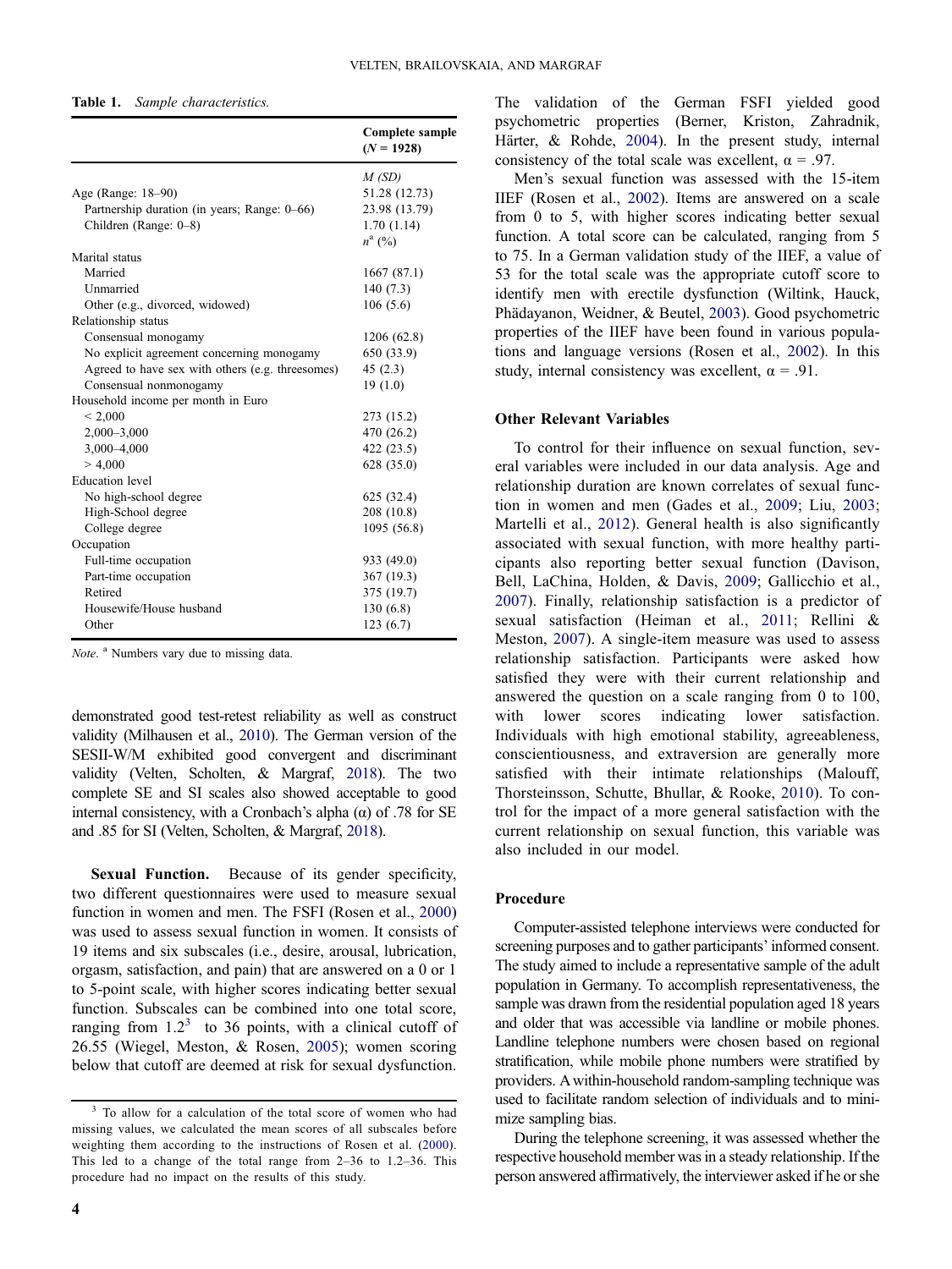**Table 1.** *Sample characteristics.*

| | Complete sample (*N* = 1928) |
|---|---|
| | *M (SD)* |
| Age (Range: 18–90) | 51.28 (12.73) |
| Partnership duration (in years; Range: 0–66) | 23.98 (13.79) |
| Children (Range: 0–8) | 1.70 (1.14) |
| | *n*[a] (%) |
| Marital status | |
| Married | 1667 (87.1) |
| Unmarried | 140 (7.3) |
| Other (e.g., divorced, widowed) | 106 (5.6) |
| Relationship status | |
| Consensual monogamy | 1206 (62.8) |
| No explicit agreement concerning monogamy | 650 (33.9) |
| Agreed to have sex with others (e.g. threesomes) | 45 (2.3) |
| Consensual nonmonogamy | 19 (1.0) |
| Household income per month in Euro | |
| < 2,000 | 273 (15.2) |
| 2,000–3,000 | 470 (26.2) |
| 3,000–4,000 | 422 (23.5) |
| > 4,000 | 628 (35.0) |
| Education level | |
| No high-school degree | 625 (32.4) |
| High-School degree | 208 (10.8) |
| College degree | 1095 (56.8) |
| Occupation | |
| Full-time occupation | 933 (49.0) |
| Part-time occupation | 367 (19.3) |
| Retired | 375 (19.7) |
| Housewife/House husband | 130 (6.8) |
| Other | 123 (6.7) |

*Note.* [a] Numbers vary due to missing data.

demonstrated good test-retest reliability as well as construct validity (Milhausen et al., 2010). The German version of the SESII-W/M exhibited good convergent and discriminant validity (Velten, Scholten, & Margraf, 2018). The two complete SE and SI scales also showed acceptable to good internal consistency, with a Cronbach's alpha (α) of .78 for SE and .85 for SI (Velten, Scholten, & Margraf, 2018).

**Sexual Function.** Because of its gender specificity, two different questionnaires were used to measure sexual function in women and men. The FSFI (Rosen et al., 2000) was used to assess sexual function in women. It consists of 19 items and six subscales (i.e., desire, arousal, lubrication, orgasm, satisfaction, and pain) that are answered on a 0 or 1 to 5-point scale, with higher scores indicating better sexual function. Subscales can be combined into one total score, ranging from 1.2[3] to 36 points, with a clinical cutoff of 26.55 (Wiegel, Meston, & Rosen, 2005); women scoring below that cutoff are deemed at risk for sexual dysfunction.

The validation of the German FSFI yielded good psychometric properties (Berner, Kriston, Zahradnik, Härter, & Rohde, 2004). In the present study, internal consistency of the total scale was excellent, α = .97.

Men's sexual function was assessed with the 15-item IIEF (Rosen et al., 2002). Items are answered on a scale from 0 to 5, with higher scores indicating better sexual function. A total score can be calculated, ranging from 5 to 75. In a German validation study of the IIEF, a value of 53 for the total scale was the appropriate cutoff score to identify men with erectile dysfunction (Wiltink, Hauck, Phädayanon, Weidner, & Beutel, 2003). Good psychometric properties of the IIEF have been found in various populations and language versions (Rosen et al., 2002). In this study, internal consistency was excellent, α = .91.

### Other Relevant Variables

To control for their influence on sexual function, several variables were included in our data analysis. Age and relationship duration are known correlates of sexual function in women and men (Gades et al., 2009; Liu, 2003; Martelli et al., 2012). General health is also significantly associated with sexual function, with more healthy participants also reporting better sexual function (Davison, Bell, LaChina, Holden, & Davis, 2009; Gallicchio et al., 2007). Finally, relationship satisfaction is a predictor of sexual satisfaction (Heiman et al., 2011; Rellini & Meston, 2007). A single-item measure was used to assess relationship satisfaction. Participants were asked how satisfied they were with their current relationship and answered the question on a scale ranging from 0 to 100, with lower scores indicating lower satisfaction. Individuals with high emotional stability, agreeableness, conscientiousness, and extraversion are generally more satisfied with their intimate relationships (Malouff, Thorsteinsson, Schutte, Bhullar, & Rooke, 2010). To control for the impact of a more general satisfaction with the current relationship on sexual function, this variable was also included in our model.

### Procedure

Computer-assisted telephone interviews were conducted for screening purposes and to gather participants' informed consent. The study aimed to include a representative sample of the adult population in Germany. To accomplish representativeness, the sample was drawn from the residential population aged 18 years and older that was accessible via landline or mobile phones. Landline telephone numbers were chosen based on regional stratification, while mobile phone numbers were stratified by providers. A within-household random-sampling technique was used to facilitate random selection of individuals and to minimize sampling bias.

During the telephone screening, it was assessed whether the respective household member was in a steady relationship. If the person answered affirmatively, the interviewer asked if he or she

[3] To allow for a calculation of the total score of women who had missing values, we calculated the mean scores of all subscales before weighting them according to the instructions of Rosen et al. (2000). This led to a change of the total range from 2–36 to 1.2–36. This procedure had no impact on the results of this study.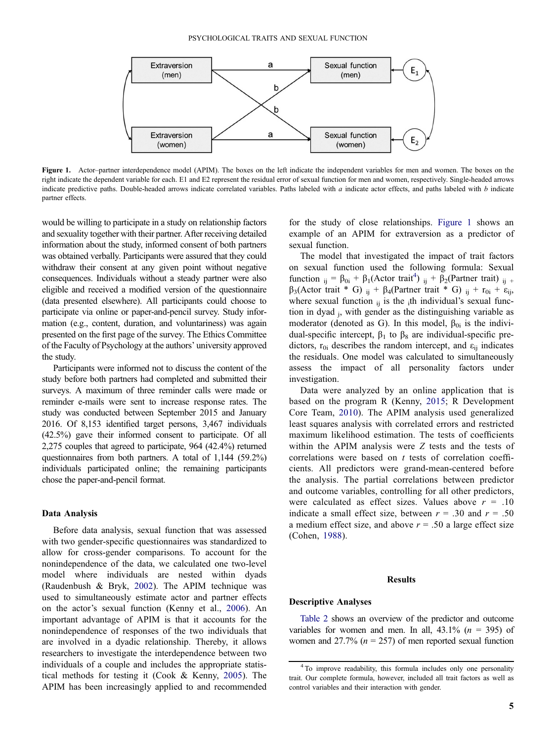Figure 1. Actor–partner interdependence model (APIM). The boxes on the left indicate the independent variables for men and women. The boxes on the right indicate the dependent variable for each. E1 and E2 represent the residual error of sexual function for men and women, respectively. Single-headed arrows indicate predictive paths. Double-headed arrows indicate correlated variables. Paths labeled with *a* indicate actor effects, and paths labeled with *b* indicate partner effects.

would be willing to participate in a study on relationship factors and sexuality together with their partner. After receiving detailed information about the study, informed consent of both partners was obtained verbally. Participants were assured that they could withdraw their consent at any given point without negative consequences. Individuals without a steady partner were also eligible and received a modified version of the questionnaire (data presented elsewhere). All participants could choose to participate via online or paper-and-pencil survey. Study information (e.g., content, duration, and voluntariness) was again presented on the first page of the survey. The Ethics Committee of the Faculty of Psychology at the authors' university approved the study.

Participants were informed not to discuss the content of the study before both partners had completed and submitted their surveys. A maximum of three reminder calls were made or reminder e-mails were sent to increase response rates. The study was conducted between September 2015 and January 2016. Of 8,153 identified target persons, 3,467 individuals (42.5%) gave their informed consent to participate. Of all 2,275 couples that agreed to participate, 964 (42.4%) returned questionnaires from both partners. A total of 1,144 (59.2%) individuals participated online; the remaining participants chose the paper-and-pencil format.

### Data Analysis

Before data analysis, sexual function that was assessed with two gender-specific questionnaires was standardized to allow for cross-gender comparisons. To account for the nonindependence of the data, we calculated one two-level model where individuals are nested within dyads (Raudenbush & Bryk, 2002). The APIM technique was used to simultaneously estimate actor and partner effects on the actor's sexual function (Kenny et al., 2006). An important advantage of APIM is that it accounts for the nonindependence of responses of the two individuals that are involved in a dyadic relationship. Thereby, it allows researchers to investigate the interdependence between two individuals of a couple and includes the appropriate statistical methods for testing it (Cook & Kenny, 2005). The APIM has been increasingly applied to and recommended for the study of close relationships. Figure 1 shows an example of an APIM for extraversion as a predictor of sexual function.

The model that investigated the impact of trait factors on sexual function used the following formula: Sexual function $_{ij} = \beta_{0i} + \beta_1$(Actor trait[4]) $_{ij} + \beta_2$(Partner trait) $_{ij} + \beta_3$(Actor trait * G) $_{ij} + \beta_4$(Partner trait * G) $_{ij} + r_{0i} + \varepsilon_{ij}$, where sexual function $_{ij}$ is the $_i$th individual's sexual function in dyad $_j$, with gender as the distinguishing variable as moderator (denoted as G). In this model, $\beta_{0i}$ is the individual-specific intercept, $\beta_1$ to $\beta_8$ are individual-specific predictors, $r_{0i}$ describes the random intercept, and $\varepsilon_{ij}$ indicates the residuals. One model was calculated to simultaneously assess the impact of all personality factors under investigation.

Data were analyzed by an online application that is based on the program R (Kenny, 2015; R Development Core Team, 2010). The APIM analysis used generalized least squares analysis with correlated errors and restricted maximum likelihood estimation. The tests of coefficients within the APIM analysis were *Z* tests and the tests of correlations were based on *t* tests of correlation coefficients. All predictors were grand-mean-centered before the analysis. The partial correlations between predictor and outcome variables, controlling for all other predictors, were calculated as effect sizes. Values above $r$ = .10 indicate a small effect size, between $r$ = .30 and $r$ = .50 a medium effect size, and above $r$ = .50 a large effect size (Cohen, 1988).

## Results

### Descriptive Analyses

Table 2 shows an overview of the predictor and outcome variables for women and men. In all, 43.1% ($n$ = 395) of women and 27.7% ($n$ = 257) of men reported sexual function

[4] To improve readability, this formula includes only one personality trait. Our complete formula, however, included all trait factors as well as control variables and their interaction with gender.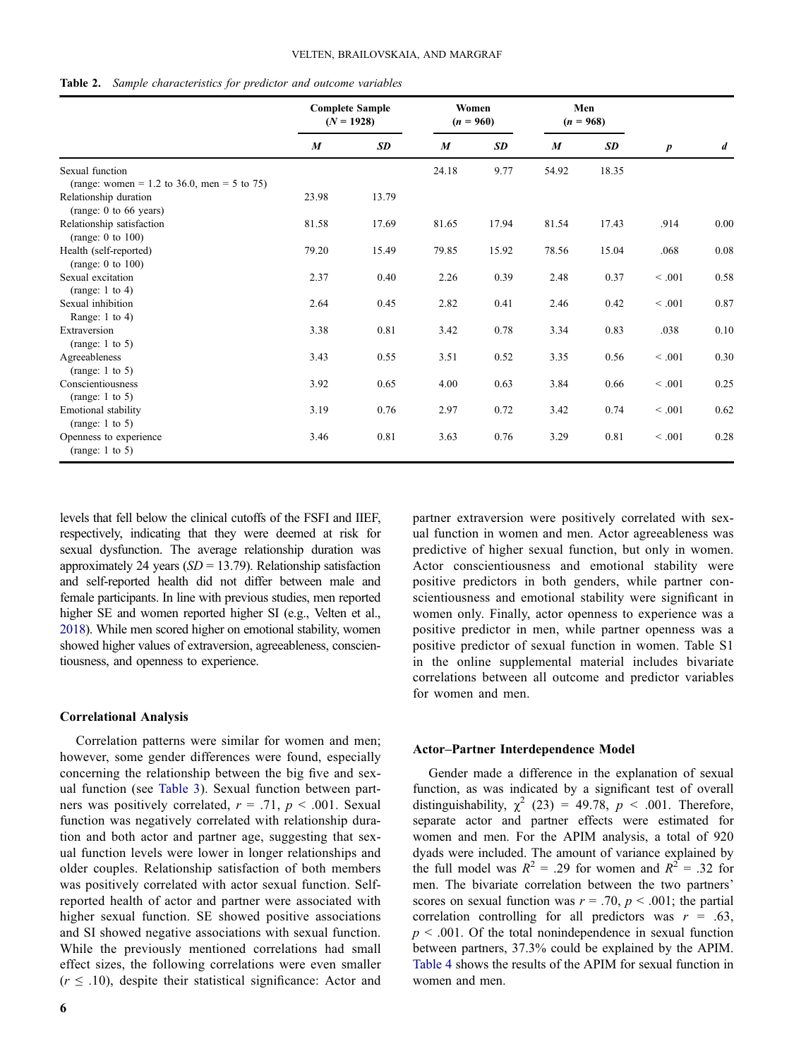**Table 2.** *Sample characteristics for predictor and outcome variables*

| | Complete Sample ($N$ = 1928) | | Women ($n$ = 960) | | Men ($n$ = 968) | | | |
|---|---|---|---|---|---|---|---|---|
| | $M$ | $SD$ | $M$ | $SD$ | $M$ | $SD$ | $p$ | $d$ |
| Sexual function (range: women = 1.2 to 36.0, men = 5 to 75) | | | 24.18 | 9.77 | 54.92 | 18.35 | | |
| Relationship duration (range: 0 to 66 years) | 23.98 | 13.79 | | | | | | |
| Relationship satisfaction (range: 0 to 100) | 81.58 | 17.69 | 81.65 | 17.94 | 81.54 | 17.43 | .914 | 0.00 |
| Health (self-reported) (range: 0 to 100) | 79.20 | 15.49 | 79.85 | 15.92 | 78.56 | 15.04 | .068 | 0.08 |
| Sexual excitation (range: 1 to 4) | 2.37 | 0.40 | 2.26 | 0.39 | 2.48 | 0.37 | < .001 | 0.58 |
| Sexual inhibition Range: 1 to 4) | 2.64 | 0.45 | 2.82 | 0.41 | 2.46 | 0.42 | < .001 | 0.87 |
| Extraversion (range: 1 to 5) | 3.38 | 0.81 | 3.42 | 0.78 | 3.34 | 0.83 | .038 | 0.10 |
| Agreeableness (range: 1 to 5) | 3.43 | 0.55 | 3.51 | 0.52 | 3.35 | 0.56 | < .001 | 0.30 |
| Conscientiousness (range: 1 to 5) | 3.92 | 0.65 | 4.00 | 0.63 | 3.84 | 0.66 | < .001 | 0.25 |
| Emotional stability (range: 1 to 5) | 3.19 | 0.76 | 2.97 | 0.72 | 3.42 | 0.74 | < .001 | 0.62 |
| Openness to experience (range: 1 to 5) | 3.46 | 0.81 | 3.63 | 0.76 | 3.29 | 0.81 | < .001 | 0.28 |

levels that fell below the clinical cutoffs of the FSFI and IIEF, respectively, indicating that they were deemed at risk for sexual dysfunction. The average relationship duration was approximately 24 years ($SD$ = 13.79). Relationship satisfaction and self-reported health did not differ between male and female participants. In line with previous studies, men reported higher SE and women reported higher SI (e.g., Velten et al., 2018). While men scored higher on emotional stability, women showed higher values of extraversion, agreeableness, conscientiousness, and openness to experience.

### Correlational Analysis

Correlation patterns were similar for women and men; however, some gender differences were found, especially concerning the relationship between the big five and sexual function (see Table 3). Sexual function between partners was positively correlated, $r$ = .71, $p$ < .001. Sexual function was negatively correlated with relationship duration and both actor and partner age, suggesting that sexual function levels were lower in longer relationships and older couples. Relationship satisfaction of both members was positively correlated with actor sexual function. Self-reported health of actor and partner were associated with higher sexual function. SE showed positive associations and SI showed negative associations with sexual function. While the previously mentioned correlations had small effect sizes, the following correlations were even smaller ($r \leq .10$), despite their statistical significance: Actor and partner extraversion were positively correlated with sexual function in women and men. Actor agreeableness was predictive of higher sexual function, but only in women. Actor conscientiousness and emotional stability were positive predictors in both genders, while partner conscientiousness and emotional stability were significant in women only. Finally, actor openness to experience was a positive predictor in men, while partner openness was a positive predictor of sexual function in women. Table S1 in the online supplemental material includes bivariate correlations between all outcome and predictor variables for women and men.

### Actor–Partner Interdependence Model

Gender made a difference in the explanation of sexual function, as was indicated by a significant test of overall distinguishability, $\chi^2$ (23) = 49.78, $p$ < .001. Therefore, separate actor and partner effects were estimated for women and men. For the APIM analysis, a total of 920 dyads were included. The amount of variance explained by the full model was $R^2$ = .29 for women and $R^2$ = .32 for men. The bivariate correlation between the two partners' scores on sexual function was $r$ = .70, $p$ < .001; the partial correlation controlling for all predictors was $r$ = .63, $p$ < .001. Of the total nonindependence in sexual function between partners, 37.3% could be explained by the APIM. Table 4 shows the results of the APIM for sexual function in women and men.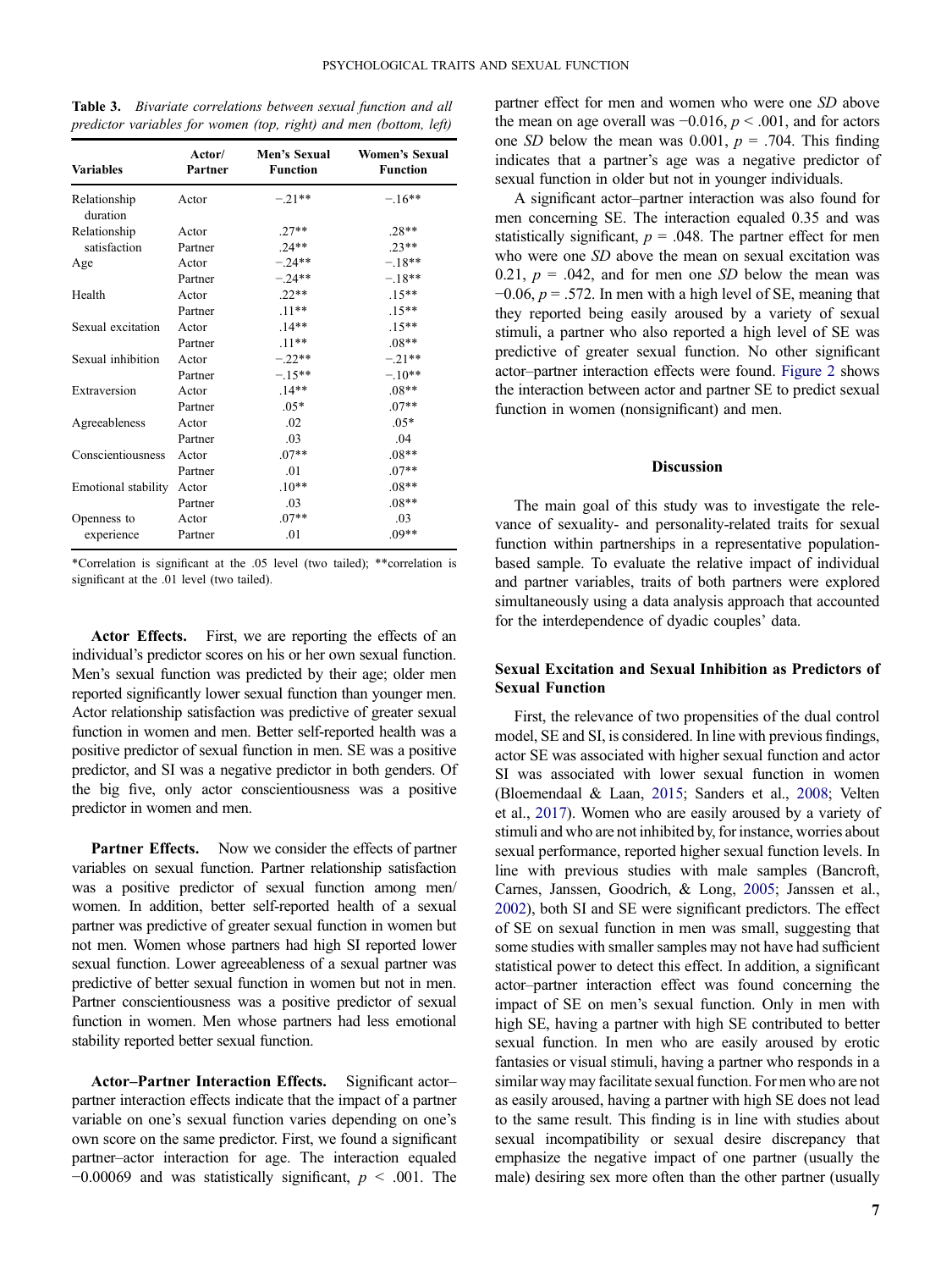**Table 3.** *Bivariate correlations between sexual function and all predictor variables for women (top, right) and men (bottom, left)*

| Variables | Actor/ Partner | Men's Sexual Function | Women's Sexual Function |
|---|---|---|---|
| Relationship duration | Actor | −.21** | −.16** |
| Relationship satisfaction | Actor | .27** | .28** |
| | Partner | .24** | .23** |
| Age | Actor | −.24** | −.18** |
| | Partner | −.24** | −.18** |
| Health | Actor | .22** | .15** |
| | Partner | .11** | .15** |
| Sexual excitation | Actor | .14** | .15** |
| | Partner | .11** | .08** |
| Sexual inhibition | Actor | −.22** | −.21** |
| | Partner | −.15** | −.10** |
| Extraversion | Actor | .14** | .08** |
| | Partner | .05* | .07** |
| Agreeableness | Actor | .02 | .05* |
| | Partner | .03 | .04 |
| Conscientiousness | Actor | .07** | .08** |
| | Partner | .01 | .07** |
| Emotional stability | Actor | .10** | .08** |
| | Partner | .03 | .08** |
| Openness to experience | Actor | .07** | .03 |
| | Partner | .01 | .09** |

*Correlation is significant at the .05 level (two tailed); **correlation is significant at the .01 level (two tailed).

**Actor Effects.** First, we are reporting the effects of an individual's predictor scores on his or her own sexual function. Men's sexual function was predicted by their age; older men reported significantly lower sexual function than younger men. Actor relationship satisfaction was predictive of greater sexual function in women and men. Better self-reported health was a positive predictor of sexual function in men. SE was a positive predictor, and SI was a negative predictor in both genders. Of the big five, only actor conscientiousness was a positive predictor in women and men.

**Partner Effects.** Now we consider the effects of partner variables on sexual function. Partner relationship satisfaction was a positive predictor of sexual function among men/women. In addition, better self-reported health of a sexual partner was predictive of greater sexual function in women but not men. Women whose partners had high SI reported lower sexual function. Lower agreeableness of a sexual partner was predictive of better sexual function in women but not in men. Partner conscientiousness was a positive predictor of sexual function in women. Men whose partners had less emotional stability reported better sexual function.

**Actor–Partner Interaction Effects.** Significant actor–partner interaction effects indicate that the impact of a partner variable on one's sexual function varies depending on one's own score on the same predictor. First, we found a significant partner–actor interaction for age. The interaction equaled −0.00069 and was statistically significant, $p < .001$. The partner effect for men and women who were one *SD* above the mean on age overall was −0.016, $p < .001$, and for actors one *SD* below the mean was 0.001, $p = .704$. This finding indicates that a partner's age was a negative predictor of sexual function in older but not in younger individuals.

A significant actor–partner interaction was also found for men concerning SE. The interaction equaled 0.35 and was statistically significant, $p = .048$. The partner effect for men who were one *SD* above the mean on sexual excitation was 0.21, $p = .042$, and for men one *SD* below the mean was −0.06, $p = .572$. In men with a high level of SE, meaning that they reported being easily aroused by a variety of sexual stimuli, a partner who also reported a high level of SE was predictive of greater sexual function. No other significant actor–partner interaction effects were found. Figure 2 shows the interaction between actor and partner SE to predict sexual function in women (nonsignificant) and men.

## Discussion

The main goal of this study was to investigate the relevance of sexuality- and personality-related traits for sexual function within partnerships in a representative population-based sample. To evaluate the relative impact of individual and partner variables, traits of both partners were explored simultaneously using a data analysis approach that accounted for the interdependence of dyadic couples' data.

### Sexual Excitation and Sexual Inhibition as Predictors of Sexual Function

First, the relevance of two propensities of the dual control model, SE and SI, is considered. In line with previous findings, actor SE was associated with higher sexual function and actor SI was associated with lower sexual function in women (Bloemendaal & Laan, 2015; Sanders et al., 2008; Velten et al., 2017). Women who are easily aroused by a variety of stimuli and who are not inhibited by, for instance, worries about sexual performance, reported higher sexual function levels. In line with previous studies with male samples (Bancroft, Carnes, Janssen, Goodrich, & Long, 2005; Janssen et al., 2002), both SI and SE were significant predictors. The effect of SE on sexual function in men was small, suggesting that some studies with smaller samples may not have had sufficient statistical power to detect this effect. In addition, a significant actor–partner interaction effect was found concerning the impact of SE on men's sexual function. Only in men with high SE, having a partner with high SE contributed to better sexual function. In men who are easily aroused by erotic fantasies or visual stimuli, having a partner who responds in a similar way may facilitate sexual function. For men who are not as easily aroused, having a partner with high SE does not lead to the same result. This finding is in line with studies about sexual incompatibility or sexual desire discrepancy that emphasize the negative impact of one partner (usually the male) desiring sex more often than the other partner (usually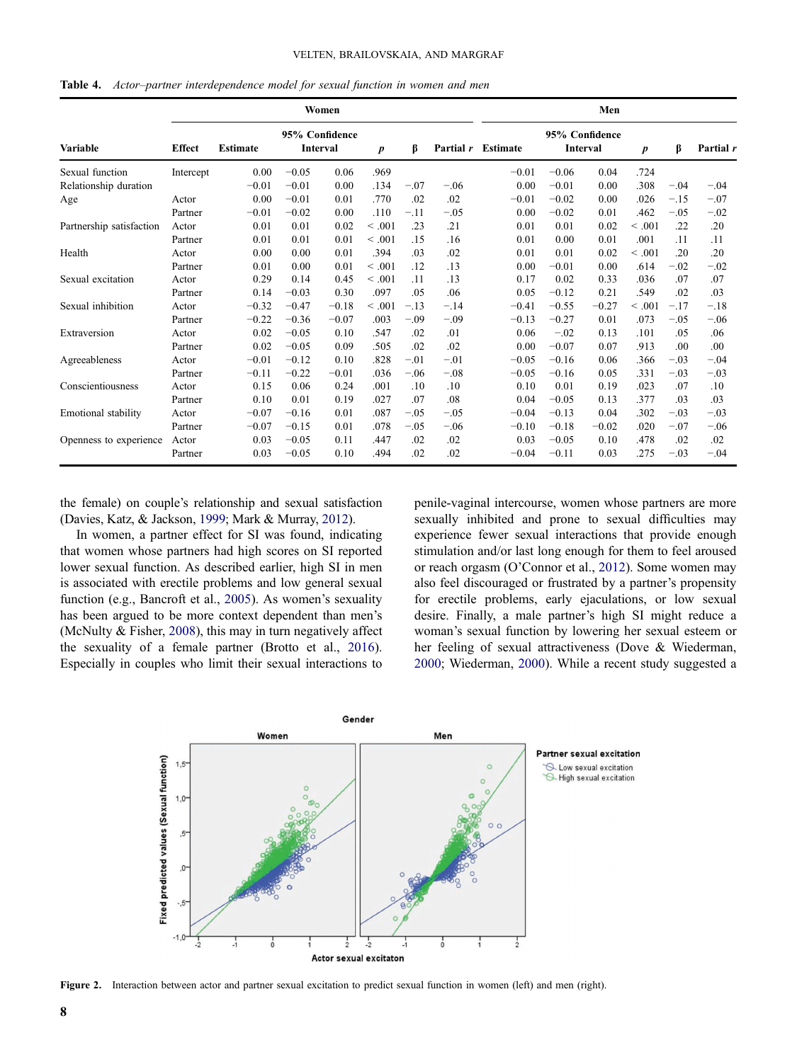**Table 4.** *Actor–partner interdependence model for sexual function in women and men*

| Variable | Effect | Women | | | | | | Men | | | | | |
|---|---|---|---|---|---|---|---|---|---|---|---|---|---|
| | | Estimate | 95% Confidence Interval | | *p* | β | Partial *r* | Estimate | 95% Confidence Interval | | *p* | β | Partial *r* |
| Sexual function | Intercept | 0.00 | −0.05 | 0.06 | .969 | | | −0.01 | −0.06 | 0.04 | .724 | | |
| Relationship duration | | −0.01 | −0.01 | 0.00 | .134 | −.07 | −.06 | 0.00 | −0.01 | 0.00 | .308 | −.04 | −.04 |
| Age | Actor | 0.00 | −0.01 | 0.01 | .770 | .02 | .02 | −0.01 | −0.02 | 0.00 | .026 | −.15 | −.07 |
| | Partner | −0.01 | −0.02 | 0.00 | .110 | −.11 | −.05 | 0.00 | −0.02 | 0.01 | .462 | −.05 | −.02 |
| Partnership satisfaction | Actor | 0.01 | 0.01 | 0.02 | < .001 | .23 | .21 | 0.01 | 0.01 | 0.02 | < .001 | .22 | .20 |
| | Partner | 0.01 | 0.01 | 0.01 | < .001 | .15 | .16 | 0.01 | 0.00 | 0.01 | .001 | .11 | .11 |
| Health | Actor | 0.00 | 0.00 | 0.01 | .394 | .03 | .02 | 0.01 | 0.01 | 0.02 | < .001 | .20 | .20 |
| | Partner | 0.01 | 0.00 | 0.01 | < .001 | .12 | .13 | 0.00 | −0.01 | 0.00 | .614 | −.02 | −.02 |
| Sexual excitation | Actor | 0.29 | 0.14 | 0.45 | < .001 | .11 | .13 | 0.17 | 0.02 | 0.33 | .036 | .07 | .07 |
| | Partner | 0.14 | −0.03 | 0.30 | .097 | .05 | .06 | 0.05 | −0.12 | 0.21 | .549 | .02 | .03 |
| Sexual inhibition | Actor | −0.32 | −0.47 | −0.18 | < .001 | −.13 | −.14 | −0.41 | −0.55 | −0.27 | < .001 | −.17 | −.18 |
| | Partner | −0.22 | −0.36 | −0.07 | .003 | −.09 | −.09 | −0.13 | −0.27 | 0.01 | .073 | −.05 | −.06 |
| Extraversion | Actor | 0.02 | −0.05 | 0.10 | .547 | .02 | .01 | 0.06 | −.02 | 0.13 | .101 | .05 | .06 |
| | Partner | 0.02 | −0.05 | 0.09 | .505 | .02 | .02 | 0.00 | −0.07 | 0.07 | .913 | .00 | .00 |
| Agreeableness | Actor | −0.01 | −0.12 | 0.10 | .828 | −.01 | −.01 | −0.05 | −0.16 | 0.06 | .366 | −.03 | −.04 |
| | Partner | −0.11 | −0.22 | −0.01 | .036 | −.06 | −.08 | −0.05 | −0.16 | 0.05 | .331 | −.03 | −.03 |
| Conscientiousness | Actor | 0.15 | 0.06 | 0.24 | .001 | .10 | .10 | 0.10 | 0.01 | 0.19 | .023 | .07 | .10 |
| | Partner | 0.10 | 0.01 | 0.19 | .027 | .07 | .08 | 0.04 | −0.05 | 0.13 | .377 | .03 | .03 |
| Emotional stability | Actor | −0.07 | −0.16 | 0.01 | .087 | −.05 | −.05 | −0.04 | −0.13 | 0.04 | .302 | −.03 | −.03 |
| | Partner | −0.07 | −0.15 | 0.01 | .078 | −.05 | −.06 | −0.10 | −0.18 | −0.02 | .020 | −.07 | −.06 |
| Openness to experience | Actor | 0.03 | −0.05 | 0.11 | .447 | .02 | .02 | 0.03 | −0.05 | 0.10 | .478 | .02 | .02 |
| | Partner | 0.03 | −0.05 | 0.10 | .494 | .02 | .02 | −0.04 | −0.11 | 0.03 | .275 | −.03 | −.04 |

the female) on couple's relationship and sexual satisfaction (Davies, Katz, & Jackson, 1999; Mark & Murray, 2012).

In women, a partner effect for SI was found, indicating that women whose partners had high scores on SI reported lower sexual function. As described earlier, high SI in men is associated with erectile problems and low general sexual function (e.g., Bancroft et al., 2005). As women's sexuality has been argued to be more context dependent than men's (McNulty & Fisher, 2008), this may in turn negatively affect the sexuality of a female partner (Brotto et al., 2016). Especially in couples who limit their sexual interactions to penile-vaginal intercourse, women whose partners are more sexually inhibited and prone to sexual difficulties may experience fewer sexual interactions that provide enough stimulation and/or last long enough for them to feel aroused or reach orgasm (O'Connor et al., 2012). Some women may also feel discouraged or frustrated by a partner's propensity for erectile problems, early ejaculations, or low sexual desire. Finally, a male partner's high SI might reduce a woman's sexual function by lowering her sexual esteem or her feeling of sexual attractiveness (Dove & Wiederman, 2000; Wiederman, 2000). While a recent study suggested a

**Figure 2.** Interaction between actor and partner sexual excitation to predict sexual function in women (left) and men (right).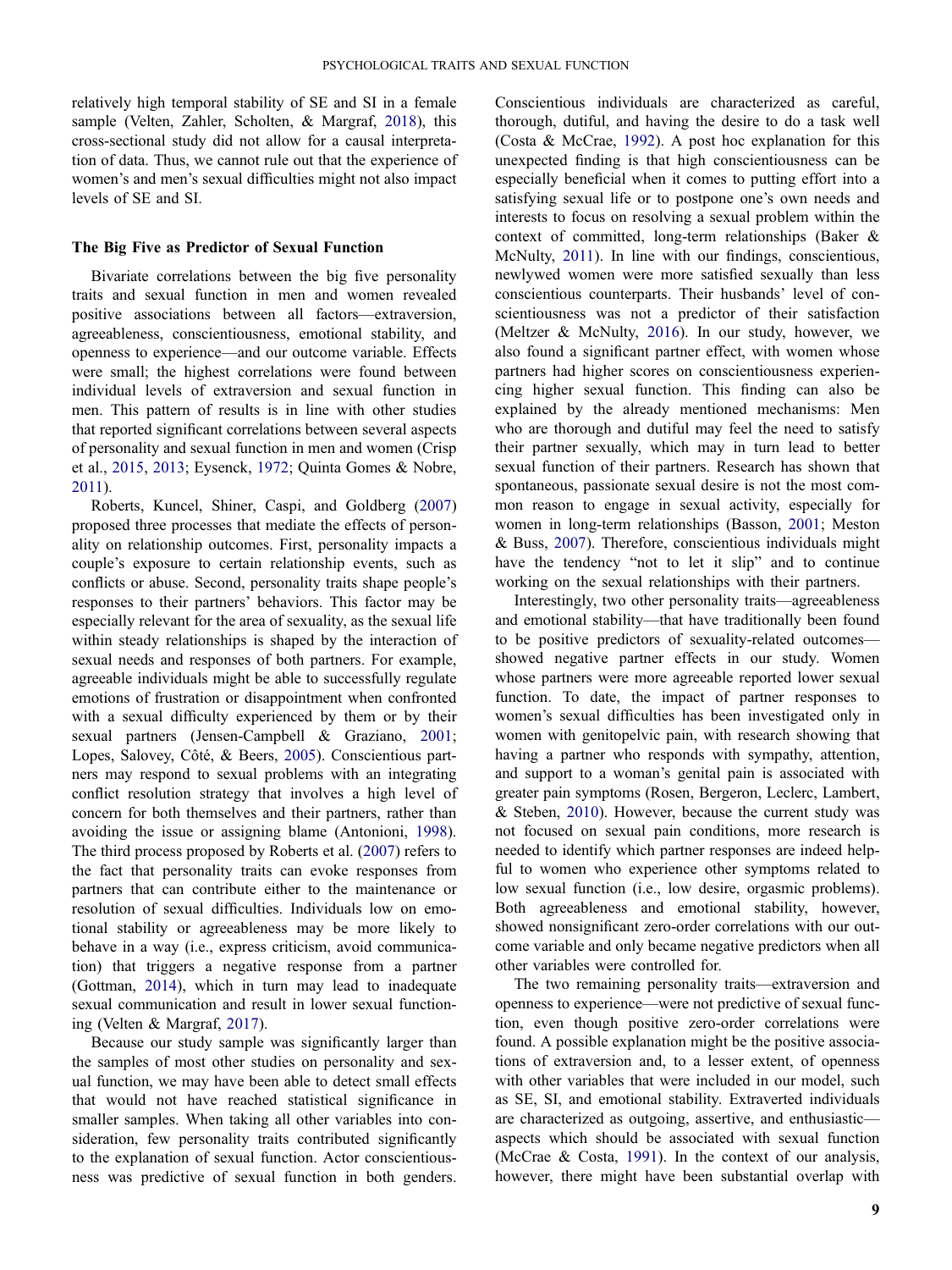relatively high temporal stability of SE and SI in a female sample (Velten, Zahler, Scholten, & Margraf, 2018), this cross-sectional study did not allow for a causal interpretation of data. Thus, we cannot rule out that the experience of women's and men's sexual difficulties might not also impact levels of SE and SI.

### The Big Five as Predictor of Sexual Function

Bivariate correlations between the big five personality traits and sexual function in men and women revealed positive associations between all factors—extraversion, agreeableness, conscientiousness, emotional stability, and openness to experience—and our outcome variable. Effects were small; the highest correlations were found between individual levels of extraversion and sexual function in men. This pattern of results is in line with other studies that reported significant correlations between several aspects of personality and sexual function in men and women (Crisp et al., 2015, 2013; Eysenck, 1972; Quinta Gomes & Nobre, 2011).

Roberts, Kuncel, Shiner, Caspi, and Goldberg (2007) proposed three processes that mediate the effects of personality on relationship outcomes. First, personality impacts a couple's exposure to certain relationship events, such as conflicts or abuse. Second, personality traits shape people's responses to their partners' behaviors. This factor may be especially relevant for the area of sexuality, as the sexual life within steady relationships is shaped by the interaction of sexual needs and responses of both partners. For example, agreeable individuals might be able to successfully regulate emotions of frustration or disappointment when confronted with a sexual difficulty experienced by them or by their sexual partners (Jensen-Campbell & Graziano, 2001; Lopes, Salovey, Côté, & Beers, 2005). Conscientious partners may respond to sexual problems with an integrating conflict resolution strategy that involves a high level of concern for both themselves and their partners, rather than avoiding the issue or assigning blame (Antonioni, 1998). The third process proposed by Roberts et al. (2007) refers to the fact that personality traits can evoke responses from partners that can contribute either to the maintenance or resolution of sexual difficulties. Individuals low on emotional stability or agreeableness may be more likely to behave in a way (i.e., express criticism, avoid communication) that triggers a negative response from a partner (Gottman, 2014), which in turn may lead to inadequate sexual communication and result in lower sexual functioning (Velten & Margraf, 2017).

Because our study sample was significantly larger than the samples of most other studies on personality and sexual function, we may have been able to detect small effects that would not have reached statistical significance in smaller samples. When taking all other variables into consideration, few personality traits contributed significantly to the explanation of sexual function. Actor conscientiousness was predictive of sexual function in both genders. Conscientious individuals are characterized as careful, thorough, dutiful, and having the desire to do a task well (Costa & McCrae, 1992). A post hoc explanation for this unexpected finding is that high conscientiousness can be especially beneficial when it comes to putting effort into a satisfying sexual life or to postpone one's own needs and interests to focus on resolving a sexual problem within the context of committed, long-term relationships (Baker & McNulty, 2011). In line with our findings, conscientious, newlywed women were more satisfied sexually than less conscientious counterparts. Their husbands' level of conscientiousness was not a predictor of their satisfaction (Meltzer & McNulty, 2016). In our study, however, we also found a significant partner effect, with women whose partners had higher scores on conscientiousness experiencing higher sexual function. This finding can also be explained by the already mentioned mechanisms: Men who are thorough and dutiful may feel the need to satisfy their partner sexually, which may in turn lead to better sexual function of their partners. Research has shown that spontaneous, passionate sexual desire is not the most common reason to engage in sexual activity, especially for women in long-term relationships (Basson, 2001; Meston & Buss, 2007). Therefore, conscientious individuals might have the tendency "not to let it slip" and to continue working on the sexual relationships with their partners.

Interestingly, two other personality traits—agreeableness and emotional stability—that have traditionally been found to be positive predictors of sexuality-related outcomes—showed negative partner effects in our study. Women whose partners were more agreeable reported lower sexual function. To date, the impact of partner responses to women's sexual difficulties has been investigated only in women with genitopelvic pain, with research showing that having a partner who responds with sympathy, attention, and support to a woman's genital pain is associated with greater pain symptoms (Rosen, Bergeron, Leclerc, Lambert, & Steben, 2010). However, because the current study was not focused on sexual pain conditions, more research is needed to identify which partner responses are indeed helpful to women who experience other symptoms related to low sexual function (i.e., low desire, orgasmic problems). Both agreeableness and emotional stability, however, showed nonsignificant zero-order correlations with our outcome variable and only became negative predictors when all other variables were controlled for.

The two remaining personality traits—extraversion and openness to experience—were not predictive of sexual function, even though positive zero-order correlations were found. A possible explanation might be the positive associations of extraversion and, to a lesser extent, of openness with other variables that were included in our model, such as SE, SI, and emotional stability. Extraverted individuals are characterized as outgoing, assertive, and enthusiastic—aspects which should be associated with sexual function (McCrae & Costa, 1991). In the context of our analysis, however, there might have been substantial overlap with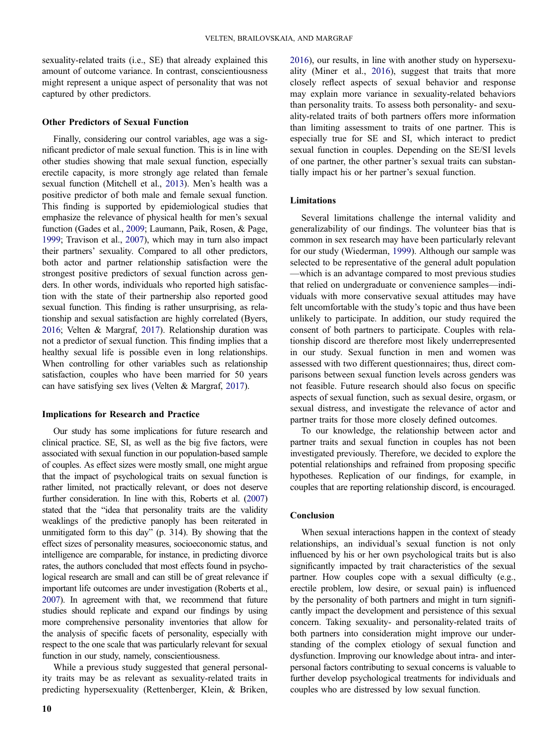sexuality-related traits (i.e., SE) that already explained this amount of outcome variance. In contrast, conscientiousness might represent a unique aspect of personality that was not captured by other predictors.

### Other Predictors of Sexual Function

Finally, considering our control variables, age was a significant predictor of male sexual function. This is in line with other studies showing that male sexual function, especially erectile capacity, is more strongly age related than female sexual function (Mitchell et al., 2013). Men's health was a positive predictor of both male and female sexual function. This finding is supported by epidemiological studies that emphasize the relevance of physical health for men's sexual function (Gades et al., 2009; Laumann, Paik, Rosen, & Page, 1999; Travison et al., 2007), which may in turn also impact their partners' sexuality. Compared to all other predictors, both actor and partner relationship satisfaction were the strongest positive predictors of sexual function across genders. In other words, individuals who reported high satisfaction with the state of their partnership also reported good sexual function. This finding is rather unsurprising, as relationship and sexual satisfaction are highly correlated (Byers, 2016; Velten & Margraf, 2017). Relationship duration was not a predictor of sexual function. This finding implies that a healthy sexual life is possible even in long relationships. When controlling for other variables such as relationship satisfaction, couples who have been married for 50 years can have satisfying sex lives (Velten & Margraf, 2017).

### Implications for Research and Practice

Our study has some implications for future research and clinical practice. SE, SI, as well as the big five factors, were associated with sexual function in our population-based sample of couples. As effect sizes were mostly small, one might argue that the impact of psychological traits on sexual function is rather limited, not practically relevant, or does not deserve further consideration. In line with this, Roberts et al. (2007) stated that the "idea that personality traits are the validity weaklings of the predictive panoply has been reiterated in unmitigated form to this day" (p. 314). By showing that the effect sizes of personality measures, socioeconomic status, and intelligence are comparable, for instance, in predicting divorce rates, the authors concluded that most effects found in psychological research are small and can still be of great relevance if important life outcomes are under investigation (Roberts et al., 2007). In agreement with that, we recommend that future studies should replicate and expand our findings by using more comprehensive personality inventories that allow for the analysis of specific facets of personality, especially with respect to the one scale that was particularly relevant for sexual function in our study, namely, conscientiousness.

While a previous study suggested that general personality traits may be as relevant as sexuality-related traits in predicting hypersexuality (Rettenberger, Klein, & Briken, 2016), our results, in line with another study on hypersexuality (Miner et al., 2016), suggest that traits that more closely reflect aspects of sexual behavior and response may explain more variance in sexuality-related behaviors than personality traits. To assess both personality- and sexuality-related traits of both partners offers more information than limiting assessment to traits of one partner. This is especially true for SE and SI, which interact to predict sexual function in couples. Depending on the SE/SI levels of one partner, the other partner's sexual traits can substantially impact his or her partner's sexual function.

### Limitations

Several limitations challenge the internal validity and generalizability of our findings. The volunteer bias that is common in sex research may have been particularly relevant for our study (Wiederman, 1999). Although our sample was selected to be representative of the general adult population—which is an advantage compared to most previous studies that relied on undergraduate or convenience samples—individuals with more conservative sexual attitudes may have felt uncomfortable with the study's topic and thus have been unlikely to participate. In addition, our study required the consent of both partners to participate. Couples with relationship discord are therefore most likely underrepresented in our study. Sexual function in men and women was assessed with two different questionnaires; thus, direct comparisons between sexual function levels across genders was not feasible. Future research should also focus on specific aspects of sexual function, such as sexual desire, orgasm, or sexual distress, and investigate the relevance of actor and partner traits for those more closely defined outcomes.

To our knowledge, the relationship between actor and partner traits and sexual function in couples has not been investigated previously. Therefore, we decided to explore the potential relationships and refrained from proposing specific hypotheses. Replication of our findings, for example, in couples that are reporting relationship discord, is encouraged.

### Conclusion

When sexual interactions happen in the context of steady relationships, an individual's sexual function is not only influenced by his or her own psychological traits but is also significantly impacted by trait characteristics of the sexual partner. How couples cope with a sexual difficulty (e.g., erectile problem, low desire, or sexual pain) is influenced by the personality of both partners and might in turn significantly impact the development and persistence of this sexual concern. Taking sexuality- and personality-related traits of both partners into consideration might improve our understanding of the complex etiology of sexual function and dysfunction. Improving our knowledge about intra- and interpersonal factors contributing to sexual concerns is valuable to further develop psychological treatments for individuals and couples who are distressed by low sexual function.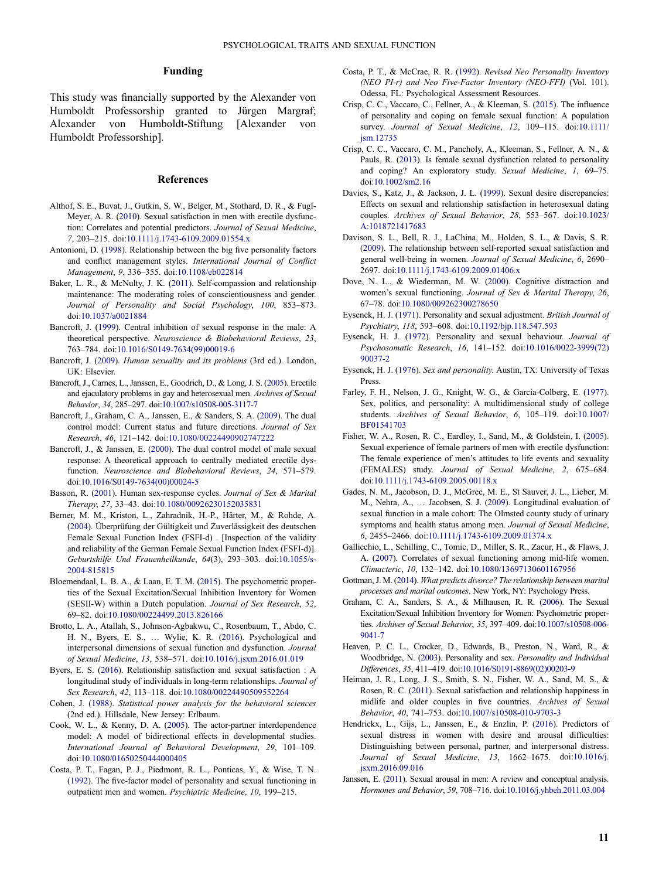## Funding

This study was financially supported by the Alexander von Humboldt Professorship granted to Jürgen Margraf; Alexander von Humboldt-Stiftung [Alexander von Humboldt Professorship].

## References

Althof, S. E., Buvat, J., Gutkin, S. W., Belger, M., Stothard, D. R., & Fugl-Meyer, A. R. (2010). Sexual satisfaction in men with erectile dysfunction: Correlates and potential predictors. *Journal of Sexual Medicine*, *7*, 203–215. doi:10.1111/j.1743-6109.2009.01554.x

Antonioni, D. (1998). Relationship between the big five personality factors and conflict management styles. *International Journal of Conflict Management*, *9*, 336–355. doi:10.1108/eb022814

Baker, L. R., & McNulty, J. K. (2011). Self-compassion and relationship maintenance: The moderating roles of conscientiousness and gender. *Journal of Personality and Social Psychology*, *100*, 853–873. doi:10.1037/a0021884

Bancroft, J. (1999). Central inhibition of sexual response in the male: A theoretical perspective. *Neuroscience & Biobehavioral Reviews*, *23*, 763–784. doi:10.1016/S0149-7634(99)00019-6

Bancroft, J. (2009). *Human sexuality and its problems* (3rd ed.). London, UK: Elsevier.

Bancroft, J., Carnes, L., Janssen, E., Goodrich, D., & Long, J. S. (2005). Erectile and ejaculatory problems in gay and heterosexual men. *Archives of Sexual Behavior*, *34*, 285–297. doi:10.1007/s10508-005-3117-7

Bancroft, J., Graham, C. A., Janssen, E., & Sanders, S. A. (2009). The dual control model: Current status and future directions. *Journal of Sex Research*, *46*, 121–142. doi:10.1080/00224490902747222

Bancroft, J., & Janssen, E. (2000). The dual control model of male sexual response: A theoretical approach to centrally mediated erectile dysfunction. *Neuroscience and Biobehavioral Reviews*, *24*, 571–579. doi:10.1016/S0149-7634(00)00024-5

Basson, R. (2001). Human sex-response cycles. *Journal of Sex & Marital Therapy*, *27*, 33–43. doi:10.1080/00926230152035831

Berner, M. M., Kriston, L., Zahradnik, H.-P., Härter, M., & Rohde, A. (2004). Überprüfung der Gültigkeit und Zuverlässigkeit des deutschen Female Sexual Function Index (FSFI-d) . [Inspection of the validity and reliability of the German Female Sexual Function Index (FSFI-d)]. *Geburtshilfe Und Frauenheilkunde*, *64*(3), 293–303. doi:10.1055/s-2004-815815

Bloemendaal, L. B. A., & Laan, E. T. M. (2015). The psychometric properties of the Sexual Excitation/Sexual Inhibition Inventory for Women (SESII-W) within a Dutch population. *Journal of Sex Research*, *52*, 69–82. doi:10.1080/00224499.2013.826166

Brotto, L. A., Atallah, S., Johnson-Agbakwu, C., Rosenbaum, T., Abdo, C. H. N., Byers, E. S., … Wylie, K. R. (2016). Psychological and interpersonal dimensions of sexual function and dysfunction. *Journal of Sexual Medicine*, *13*, 538–571. doi:10.1016/j.jsxm.2016.01.019

Byers, E. S. (2016). Relationship satisfaction and sexual satisfaction : A longitudinal study of individuals in long-term relationships. *Journal of Sex Research*, *42*, 113–118. doi:10.1080/00224490509552264

Cohen, J. (1988). *Statistical power analysis for the behavioral sciences* (2nd ed.). Hillsdale, New Jersey: Erlbaum.

Cook, W. L., & Kenny, D. A. (2005). The actor-partner interdependence model: A model of bidirectional effects in developmental studies. *International Journal of Behavioral Development*, *29*, 101–109. doi:10.1080/01650250444000405

Costa, P. T., Fagan, P. J., Piedmont, R. L., Ponticas, Y., & Wise, T. N. (1992). The five-factor model of personality and sexual functioning in outpatient men and women. *Psychiatric Medicine*, *10*, 199–215.

Costa, P. T., & McCrae, R. R. (1992). *Revised Neo Personality Inventory (NEO PI-r) and Neo Five-Factor Inventory (NEO-FFI)* (Vol. 101). Odessa, FL: Psychological Assessment Resources.

Crisp, C. C., Vaccaro, C., Fellner, A., & Kleeman, S. (2015). The influence of personality and coping on female sexual function: A population survey. *Journal of Sexual Medicine*, *12*, 109–115. doi:10.1111/jsm.12735

Crisp, C. C., Vaccaro, C. M., Pancholy, A., Kleeman, S., Fellner, A. N., & Pauls, R. (2013). Is female sexual dysfunction related to personality and coping? An exploratory study. *Sexual Medicine*, *1*, 69–75. doi:10.1002/sm2.16

Davies, S., Katz, J., & Jackson, J. L. (1999). Sexual desire discrepancies: Effects on sexual and relationship satisfaction in heterosexual dating couples. *Archives of Sexual Behavior*, *28*, 553–567. doi:10.1023/A:1018721417683

Davison, S. L., Bell, R. J., LaChina, M., Holden, S. L., & Davis, S. R. (2009). The relationship between self-reported sexual satisfaction and general well-being in women. *Journal of Sexual Medicine*, *6*, 2690–2697. doi:10.1111/j.1743-6109.2009.01406.x

Dove, N. L., & Wiederman, M. W. (2000). Cognitive distraction and women's sexual functioning. *Journal of Sex & Marital Therapy*, *26*, 67–78. doi:10.1080/009262300278650

Eysenck, H. J. (1971). Personality and sexual adjustment. *British Journal of Psychiatry*, *118*, 593–608. doi:10.1192/bjp.118.547.593

Eysenck, H. J. (1972). Personality and sexual behaviour. *Journal of Psychosomatic Research*, *16*, 141–152. doi:10.1016/0022-3999(72)90037-2

Eysenck, H. J. (1976). *Sex and personality*. Austin, TX: University of Texas Press.

Farley, F. H., Nelson, J. G., Knight, W. G., & Garcia-Colberg, E. (1977). Sex, politics, and personality: A multidimensional study of college students. *Archives of Sexual Behavior*, *6*, 105–119. doi:10.1007/BF01541703

Fisher, W. A., Rosen, R. C., Eardley, I., Sand, M., & Goldstein, I. (2005). Sexual experience of female partners of men with erectile dysfunction: The female experience of men's attitudes to life events and sexuality (FEMALES) study. *Journal of Sexual Medicine*, *2*, 675–684. doi:10.1111/j.1743-6109.2005.00118.x

Gades, N. M., Jacobson, D. J., McGree, M. E., St Sauver, J. L., Lieber, M. M., Nehra, A., … Jacobsen, S. J. (2009). Longitudinal evaluation of sexual function in a male cohort: The Olmsted county study of urinary symptoms and health status among men. *Journal of Sexual Medicine*, *6*, 2455–2466. doi:10.1111/j.1743-6109.2009.01374.x

Gallicchio, L., Schilling, C., Tomic, D., Miller, S. R., Zacur, H., & Flaws, J. A. (2007). Correlates of sexual functioning among mid-life women. *Climacteric*, *10*, 132–142. doi:10.1080/13697130601167956

Gottman, J. M. (2014). *What predicts divorce? The relationship between marital processes and marital outcomes*. New York, NY: Psychology Press.

Graham, C. A., Sanders, S. A., & Milhausen, R. R. (2006). The Sexual Excitation/Sexual Inhibition Inventory for Women: Psychometric properties. *Archives of Sexual Behavior*, *35*, 397–409. doi:10.1007/s10508-006-9041-7

Heaven, P. C. L., Crocker, D., Edwards, B., Preston, N., Ward, R., & Woodbridge, N. (2003). Personality and sex. *Personality and Individual Differences*, *35*, 411–419. doi:10.1016/S0191-8869(02)00203-9

Heiman, J. R., Long, J. S., Smith, S. N., Fisher, W. A., Sand, M. S., & Rosen, R. C. (2011). Sexual satisfaction and relationship happiness in midlife and older couples in five countries. *Archives of Sexual Behavior*, *40*, 741–753. doi:10.1007/s10508-010-9703-3

Hendrickx, L., Gijs, L., Janssen, E., & Enzlin, P. (2016). Predictors of sexual distress in women with desire and arousal difficulties: Distinguishing between personal, partner, and interpersonal distress. *Journal of Sexual Medicine*, *13*, 1662–1675. doi:10.1016/j.jsxm.2016.09.016

Janssen, E. (2011). Sexual arousal in men: A review and conceptual analysis. *Hormones and Behavior*, *59*, 708–716. doi:10.1016/j.yhbeh.2011.03.004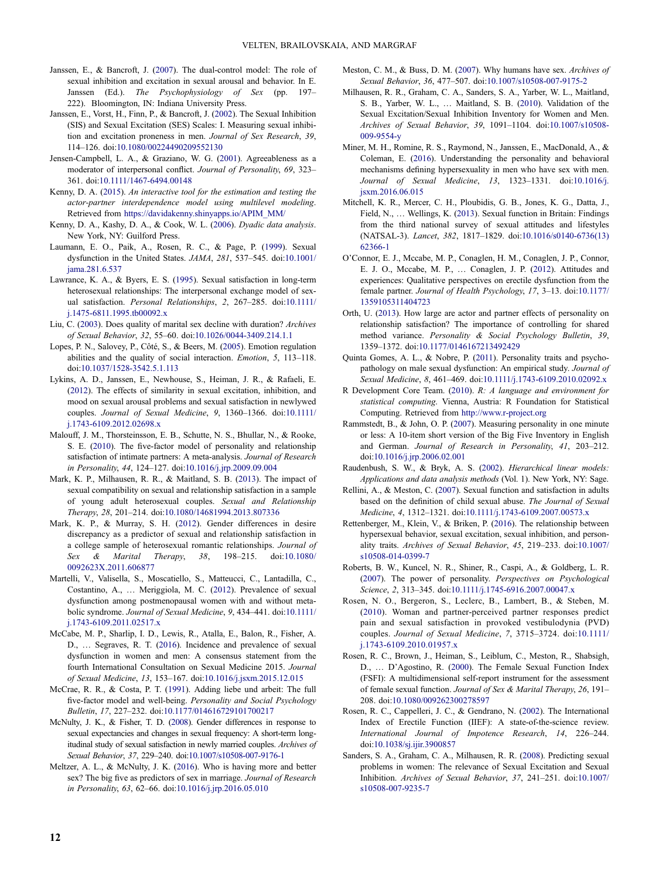Janssen, E., & Bancroft, J. (2007). The dual-control model: The role of sexual inhibition and excitation in sexual arousal and behavior. In E. Janssen (Ed.). *The Psychophysiology of Sex* (pp. 197–222). Bloomington, IN: Indiana University Press.

Janssen, E., Vorst, H., Finn, P., & Bancroft, J. (2002). The Sexual Inhibition (SIS) and Sexual Excitation (SES) Scales: I. Measuring sexual inhibition and excitation proneness in men. *Journal of Sex Research*, *39*, 114–126. doi:10.1080/00224490209552130

Jensen-Campbell, L. A., & Graziano, W. G. (2001). Agreeableness as a moderator of interpersonal conflict. *Journal of Personality*, *69*, 323–361. doi:10.1111/1467-6494.00148

Kenny, D. A. (2015). *An interactive tool for the estimation and testing the actor-partner interdependence model using multilevel modeling*. Retrieved from https://davidakenny.shinyapps.io/APIM_MM/

Kenny, D. A., Kashy, D. A., & Cook, W. L. (2006). *Dyadic data analysis*. New York, NY: Guilford Press.

Laumann, E. O., Paik, A., Rosen, R. C., & Page, P. (1999). Sexual dysfunction in the United States. *JAMA*, *281*, 537–545. doi:10.1001/jama.281.6.537

Lawrance, K. A., & Byers, E. S. (1995). Sexual satisfaction in long-term heterosexual relationships: The interpersonal exchange model of sexual satisfaction. *Personal Relationships*, *2*, 267–285. doi:10.1111/j.1475-6811.1995.tb00092.x

Liu, C. (2003). Does quality of marital sex decline with duration? *Archives of Sexual Behavior*, *32*, 55–60. doi:10.1026/0044-3409.214.1.1

Lopes, P. N., Salovey, P., Côté, S., & Beers, M. (2005). Emotion regulation abilities and the quality of social interaction. *Emotion*, *5*, 113–118. doi:10.1037/1528-3542.5.1.113

Lykins, A. D., Janssen, E., Newhouse, S., Heiman, J. R., & Rafaeli, E. (2012). The effects of similarity in sexual excitation, inhibition, and mood on sexual arousal problems and sexual satisfaction in newlywed couples. *Journal of Sexual Medicine*, *9*, 1360–1366. doi:10.1111/j.1743-6109.2012.02698.x

Malouff, J. M., Thorsteinsson, E. B., Schutte, N. S., Bhullar, N., & Rooke, S. E. (2010). The five-factor model of personality and relationship satisfaction of intimate partners: A meta-analysis. *Journal of Research in Personality*, *44*, 124–127. doi:10.1016/j.jrp.2009.09.004

Mark, K. P., Milhausen, R. R., & Maitland, S. B. (2013). The impact of sexual compatibility on sexual and relationship satisfaction in a sample of young adult heterosexual couples. *Sexual and Relationship Therapy*, *28*, 201–214. doi:10.1080/14681994.2013.807336

Mark, K. P., & Murray, S. H. (2012). Gender differences in desire discrepancy as a predictor of sexual and relationship satisfaction in a college sample of heterosexual romantic relationships. *Journal of Sex & Marital Therapy*, *38*, 198–215. doi:10.1080/0092623X.2011.606877

Martelli, V., Valisella, S., Moscatiello, S., Matteucci, C., Lantadilla, C., Costantino, A., … Meriggiola, M. C. (2012). Prevalence of sexual dysfunction among postmenopausal women with and without metabolic syndrome. *Journal of Sexual Medicine*, *9*, 434–441. doi:10.1111/j.1743-6109.2011.02517.x

McCabe, M. P., Sharlip, I. D., Lewis, R., Atalla, E., Balon, R., Fisher, A. D., … Segraves, R. T. (2016). Incidence and prevalence of sexual dysfunction in women and men: A consensus statement from the fourth International Consultation on Sexual Medicine 2015. *Journal of Sexual Medicine*, *13*, 153–167. doi:10.1016/j.jsxm.2015.12.015

McCrae, R. R., & Costa, P. T. (1991). Adding liebe und arbeit: The full five-factor model and well-being. *Personality and Social Psychology Bulletin*, *17*, 227–232. doi:10.1177/014616729101700217

McNulty, J. K., & Fisher, T. D. (2008). Gender differences in response to sexual expectancies and changes in sexual frequency: A short-term longitudinal study of sexual satisfaction in newly married couples. *Archives of Sexual Behavior*, *37*, 229–240. doi:10.1007/s10508-007-9176-1

Meltzer, A. L., & McNulty, J. K. (2016). Who is having more and better sex? The big five as predictors of sex in marriage. *Journal of Research in Personality*, *63*, 62–66. doi:10.1016/j.jrp.2016.05.010

Meston, C. M., & Buss, D. M. (2007). Why humans have sex. *Archives of Sexual Behavior*, *36*, 477–507. doi:10.1007/s10508-007-9175-2

Milhausen, R. R., Graham, C. A., Sanders, S. A., Yarber, W. L., Maitland, S. B., Yarber, W. L., … Maitland, S. B. (2010). Validation of the Sexual Excitation/Sexual Inhibition Inventory for Women and Men. *Archives of Sexual Behavior*, *39*, 1091–1104. doi:10.1007/s10508-009-9554-y

Miner, M. H., Romine, R. S., Raymond, N., Janssen, E., MacDonald, A., & Coleman, E. (2016). Understanding the personality and behavioral mechanisms defining hypersexuality in men who have sex with men. *Journal of Sexual Medicine*, *13*, 1323–1331. doi:10.1016/j.jsxm.2016.06.015

Mitchell, K. R., Mercer, C. H., Ploubidis, G. B., Jones, K. G., Datta, J., Field, N., … Wellings, K. (2013). Sexual function in Britain: Findings from the third national survey of sexual attitudes and lifestyles (NATSAL-3). *Lancet*, *382*, 1817–1829. doi:10.1016/s0140-6736(13)62366-1

O'Connor, E. J., Mccabe, M. P., Conaglen, H. M., Conaglen, J. P., Connor, E. J. O., Mccabe, M. P., … Conaglen, J. P. (2012). Attitudes and experiences: Qualitative perspectives on erectile dysfunction from the female partner. *Journal of Health Psychology*, *17*, 3–13. doi:10.1177/1359105311404723

Orth, U. (2013). How large are actor and partner effects of personality on relationship satisfaction? The importance of controlling for shared method variance. *Personality & Social Psychology Bulletin*, *39*, 1359–1372. doi:10.1177/0146167213492429

Quinta Gomes, A. L., & Nobre, P. (2011). Personality traits and psychopathology on male sexual dysfunction: An empirical study. *Journal of Sexual Medicine*, *8*, 461–469. doi:10.1111/j.1743-6109.2010.02092.x

R Development Core Team. (2010). *R: A language and environment for statistical computing*. Vienna, Austria: R Foundation for Statistical Computing. Retrieved from http://www.r-project.org

Rammstedt, B., & John, O. P. (2007). Measuring personality in one minute or less: A 10-item short version of the Big Five Inventory in English and German. *Journal of Research in Personality*, *41*, 203–212. doi:10.1016/j.jrp.2006.02.001

Raudenbush, S. W., & Bryk, A. S. (2002). *Hierarchical linear models: Applications and data analysis methods* (Vol. 1). New York, NY: Sage.

Rellini, A., & Meston, C. (2007). Sexual function and satisfaction in adults based on the definition of child sexual abuse. *The Journal of Sexual Medicine*, *4*, 1312–1321. doi:10.1111/j.1743-6109.2007.00573.x

Rettenberger, M., Klein, V., & Briken, P. (2016). The relationship between hypersexual behavior, sexual excitation, sexual inhibition, and personality traits. *Archives of Sexual Behavior*, *45*, 219–233. doi:10.1007/s10508-014-0399-7

Roberts, B. W., Kuncel, N. R., Shiner, R., Caspi, A., & Goldberg, L. R. (2007). The power of personality. *Perspectives on Psychological Science*, *2*, 313–345. doi:10.1111/j.1745-6916.2007.00047.x

Rosen, N. O., Bergeron, S., Leclerc, B., Lambert, B., & Steben, M. (2010). Woman and partner-perceived partner responses predict pain and sexual satisfaction in provoked vestibulodynia (PVD) couples. *Journal of Sexual Medicine*, *7*, 3715–3724. doi:10.1111/j.1743-6109.2010.01957.x

Rosen, R. C., Brown, J., Heiman, S., Leiblum, C., Meston, R., Shabsigh, D., … D'Agostino, R. (2000). The Female Sexual Function Index (FSFI): A multidimensional self-report instrument for the assessment of female sexual function. *Journal of Sex & Marital Therapy*, *26*, 191–208. doi:10.1080/009262300278597

Rosen, R. C., Cappelleri, J. C., & Gendrano, N. (2002). The International Index of Erectile Function (IIEF): A state-of-the-science review. *International Journal of Impotence Research*, *14*, 226–244. doi:10.1038/sj.ijir.3900857

Sanders, S. A., Graham, C. A., Milhausen, R. R. (2008). Predicting sexual problems in women: The relevance of Sexual Excitation and Sexual Inhibition. *Archives of Sexual Behavior*, *37*, 241–251. doi:10.1007/s10508-007-9235-7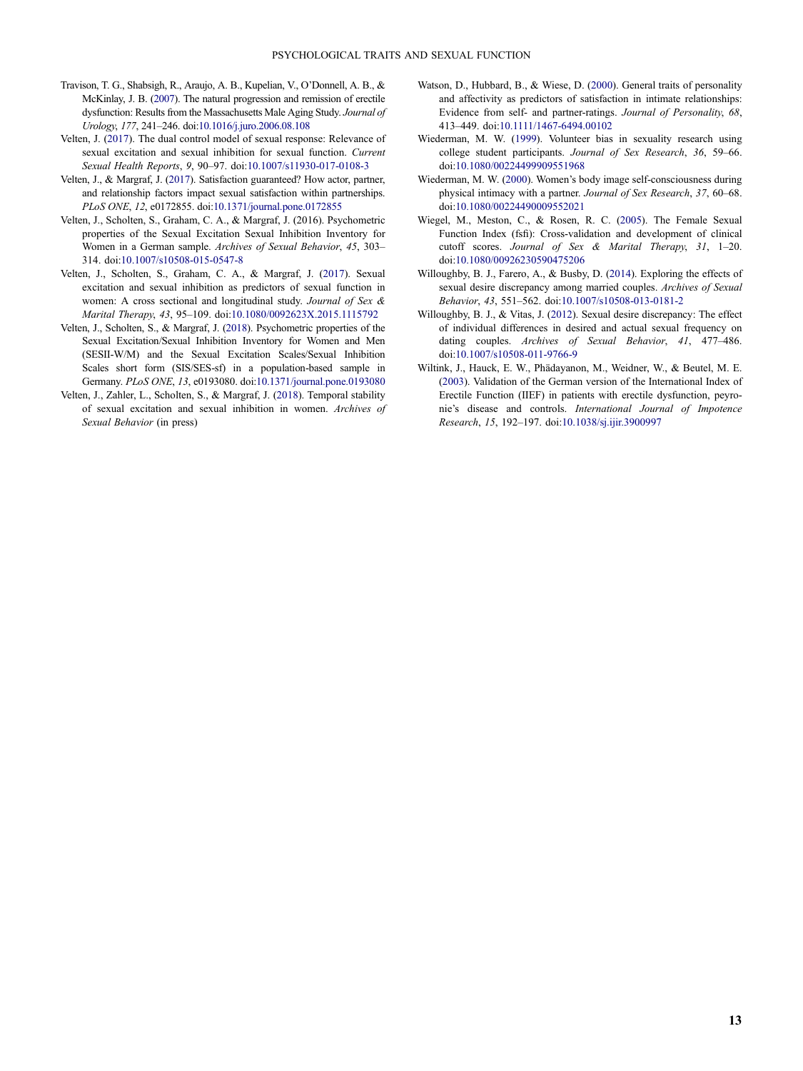Travison, T. G., Shabsigh, R., Araujo, A. B., Kupelian, V., O'Donnell, A. B., & McKinlay, J. B. (2007). The natural progression and remission of erectile dysfunction: Results from the Massachusetts Male Aging Study. *Journal of Urology*, *177*, 241–246. doi:10.1016/j.juro.2006.08.108

Velten, J. (2017). The dual control model of sexual response: Relevance of sexual excitation and sexual inhibition for sexual function. *Current Sexual Health Reports*, *9*, 90–97. doi:10.1007/s11930-017-0108-3

Velten, J., & Margraf, J. (2017). Satisfaction guaranteed? How actor, partner, and relationship factors impact sexual satisfaction within partnerships. *PLoS ONE*, *12*, e0172855. doi:10.1371/journal.pone.0172855

Velten, J., Scholten, S., Graham, C. A., & Margraf, J. (2016). Psychometric properties of the Sexual Excitation Sexual Inhibition Inventory for Women in a German sample. *Archives of Sexual Behavior*, *45*, 303–314. doi:10.1007/s10508-015-0547-8

Velten, J., Scholten, S., Graham, C. A., & Margraf, J. (2017). Sexual excitation and sexual inhibition as predictors of sexual function in women: A cross sectional and longitudinal study. *Journal of Sex & Marital Therapy*, *43*, 95–109. doi:10.1080/0092623X.2015.1115792

Velten, J., Scholten, S., & Margraf, J. (2018). Psychometric properties of the Sexual Excitation/Sexual Inhibition Inventory for Women and Men (SESII-W/M) and the Sexual Excitation Scales/Sexual Inhibition Scales short form (SIS/SES-sf) in a population-based sample in Germany. *PLoS ONE*, *13*, e0193080. doi:10.1371/journal.pone.0193080

Velten, J., Zahler, L., Scholten, S., & Margraf, J. (2018). Temporal stability of sexual excitation and sexual inhibition in women. *Archives of Sexual Behavior* (in press)

Watson, D., Hubbard, B., & Wiese, D. (2000). General traits of personality and affectivity as predictors of satisfaction in intimate relationships: Evidence from self- and partner-ratings. *Journal of Personality*, *68*, 413–449. doi:10.1111/1467-6494.00102

Wiederman, M. W. (1999). Volunteer bias in sexuality research using college student participants. *Journal of Sex Research*, *36*, 59–66. doi:10.1080/00224499909551968

Wiederman, M. W. (2000). Women's body image self-consciousness during physical intimacy with a partner. *Journal of Sex Research*, *37*, 60–68. doi:10.1080/00224490009552021

Wiegel, M., Meston, C., & Rosen, R. C. (2005). The Female Sexual Function Index (fsfi): Cross-validation and development of clinical cutoff scores. *Journal of Sex & Marital Therapy*, *31*, 1–20. doi:10.1080/00926230590475206

Willoughby, B. J., Farero, A., & Busby, D. (2014). Exploring the effects of sexual desire discrepancy among married couples. *Archives of Sexual Behavior*, *43*, 551–562. doi:10.1007/s10508-013-0181-2

Willoughby, B. J., & Vitas, J. (2012). Sexual desire discrepancy: The effect of individual differences in desired and actual sexual frequency on dating couples. *Archives of Sexual Behavior*, *41*, 477–486. doi:10.1007/s10508-011-9766-9

Wiltink, J., Hauck, E. W., Phädayanon, M., Weidner, W., & Beutel, M. E. (2003). Validation of the German version of the International Index of Erectile Function (IIEF) in patients with erectile dysfunction, peyronie's disease and controls. *International Journal of Impotence Research*, *15*, 192–197. doi:10.1038/sj.ijir.3900997